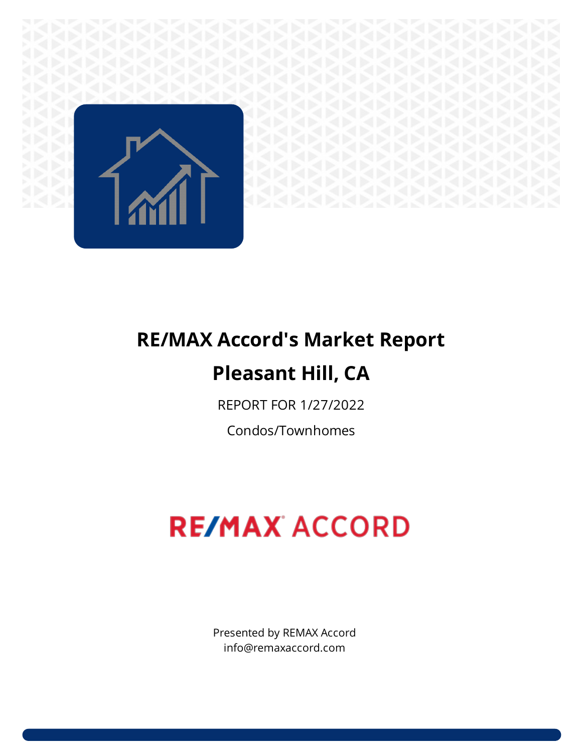# RE/MAX Accord's Market Report

# Pleasant Hill, CA

REPORT FOR 1/27/2022

Condos/Townhomes

RE/MAX ACCORD

Presented by REMAX Accord
info@remaxaccord.com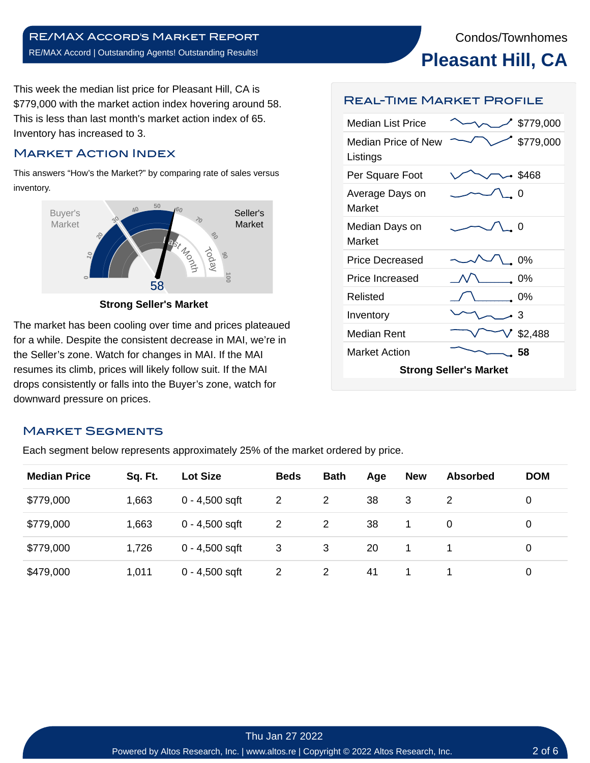Condos/Townhomes

# Pleasant Hill, CA

This week the median list price for Pleasant Hill, CA is $779,000 with the market action index hovering around 58. This is less than last month's market action index of 65. Inventory has increased to 3.

## Market Action Index

This answers "How's the Market?" by comparing rate of sales versus inventory.

Buyer's Market | Seller's Market | 58

**Strong Seller's Market**

The market has been cooling over time and prices plateaued for a while. Despite the consistent decrease in MAI, we're in the Seller's zone. Watch for changes in MAI. If the MAI resumes its climb, prices will likely follow suit. If the MAI drops consistently or falls into the Buyer's zone, watch for downward pressure on prices.

## Real-Time Market Profile

| | |
|---|---|
| Median List Price | $779,000 |
| Median Price of New Listings | $779,000 |
| Per Square Foot | $468 |
| Average Days on Market | 0 |
| Median Days on Market | 0 |
| Price Decreased | 0% |
| Price Increased | 0% |
| Relisted | 0% |
| Inventory | 3 |
| Median Rent | $2,488 |
| Market Action | **58** |

**Strong Seller's Market**

## Market Segments

Each segment below represents approximately 25% of the market ordered by price.

| Median Price | Sq. Ft. | Lot Size | Beds | Bath | Age | New | Absorbed | DOM |
|---|---|---|---|---|---|---|---|---|
| $779,000 | 1,663 | 0 - 4,500 sqft | 2 | 2 | 38 | 3 | 2 | 0 |
| $779,000 | 1,663 | 0 - 4,500 sqft | 2 | 2 | 38 | 1 | 0 | 0 |
| $779,000 | 1,726 | 0 - 4,500 sqft | 3 | 3 | 20 | 1 | 1 | 0 |
| $479,000 | 1,011 | 0 - 4,500 sqft | 2 | 2 | 41 | 1 | 1 | 0 |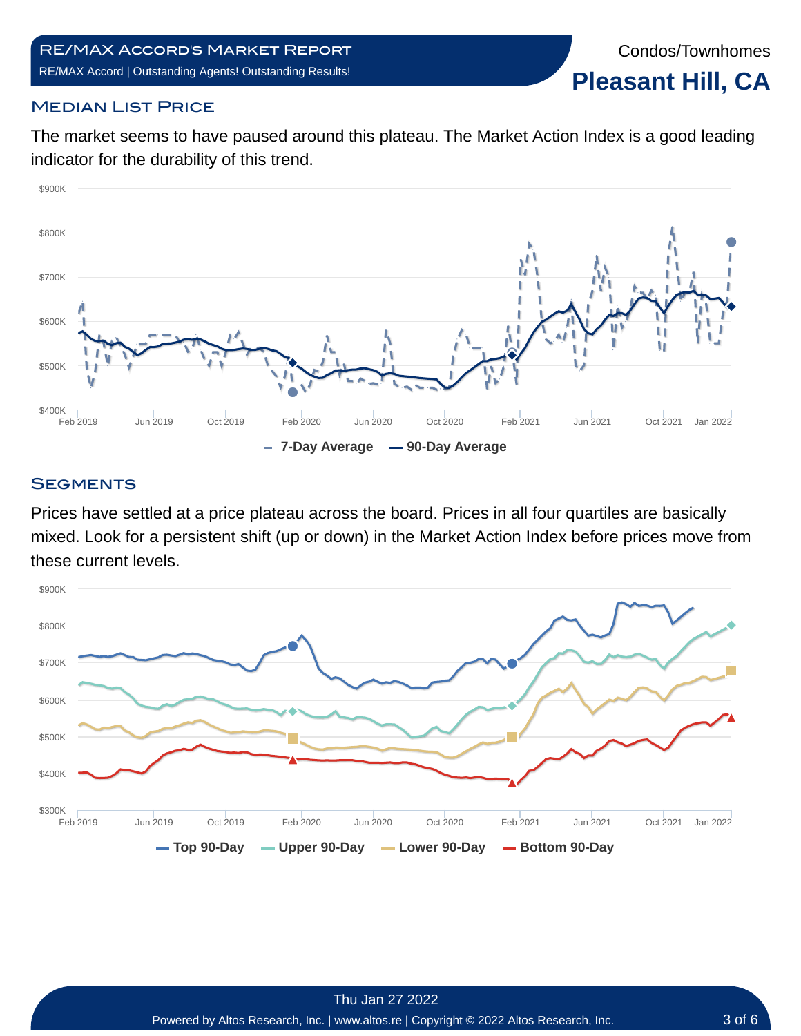# RE/MAX Accord's Market Report

RE/MAX Accord | Outstanding Agents! Outstanding Results!

Condos/Townhomes

# Pleasant Hill, CA

## Median List Price

The market seems to have paused around this plateau. The Market Action Index is a good leading indicator for the durability of this trend.

## Segments

Prices have settled at a price plateau across the board. Prices in all four quartiles are basically mixed. Look for a persistent shift (up or down) in the Market Action Index before prices move from these current levels.

Thu Jan 27 2022

Powered by Altos Research, Inc. | www.altos.re | Copyright © 2022 Altos Research, Inc.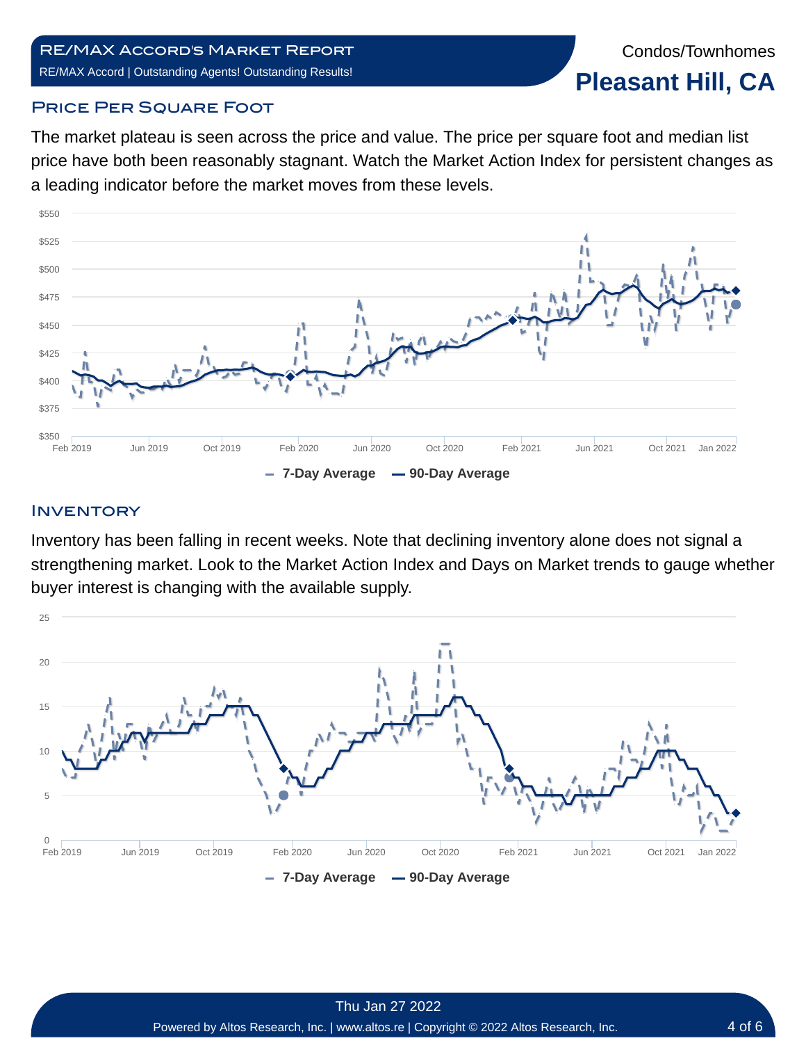Condos/Townhomes

# Pleasant Hill, CA

## Price Per Square Foot

The market plateau is seen across the price and value. The price per square foot and median list price have both been reasonably stagnant. Watch the Market Action Index for persistent changes as a leading indicator before the market moves from these levels.

## Inventory

Inventory has been falling in recent weeks. Note that declining inventory alone does not signal a strengthening market. Look to the Market Action Index and Days on Market trends to gauge whether buyer interest is changing with the available supply.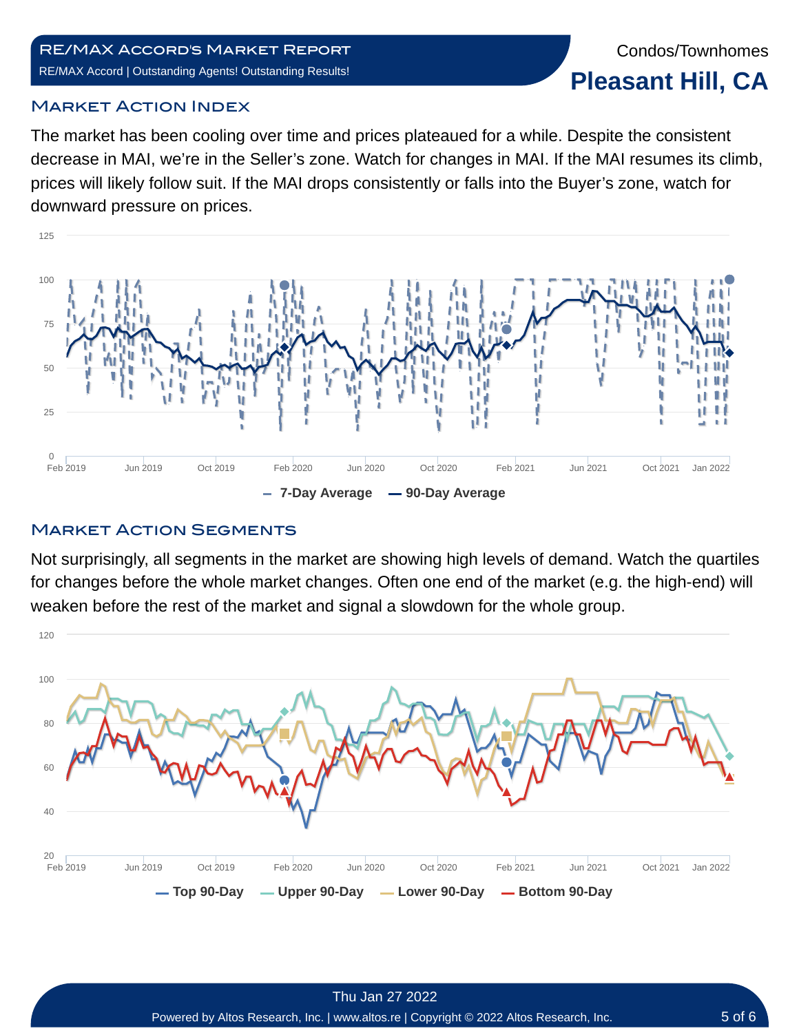Condos/Townhomes

# Pleasant Hill, CA

## Market Action Index

The market has been cooling over time and prices plateaued for a while. Despite the consistent decrease in MAI, we're in the Seller's zone. Watch for changes in MAI. If the MAI resumes its climb, prices will likely follow suit. If the MAI drops consistently or falls into the Buyer's zone, watch for downward pressure on prices.

125
100
75
50
25
0

Feb 2019 Jun 2019 Oct 2019 Feb 2020 Jun 2020 Oct 2020 Feb 2021 Jun 2021 Oct 2021 Jan 2022

7-Day Average — 90-Day Average

## Market Action Segments

Not surprisingly, all segments in the market are showing high levels of demand. Watch the quartiles for changes before the whole market changes. Often one end of the market (e.g. the high-end) will weaken before the rest of the market and signal a slowdown for the whole group.

120
100
80
60
40
20

Feb 2019 Jun 2019 Oct 2019 Feb 2020 Jun 2020 Oct 2020 Feb 2021 Jun 2021 Oct 2021 Jan 2022

Top 90-Day — Upper 90-Day — Lower 90-Day — Bottom 90-Day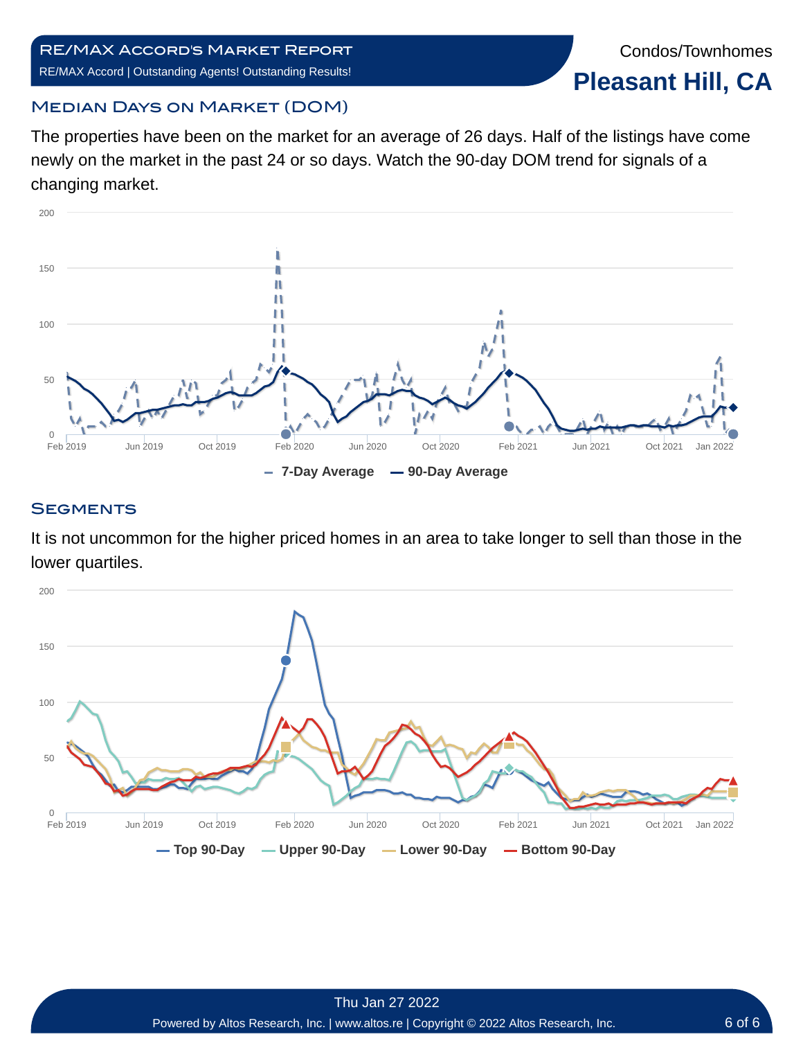Condos/Townhomes

# Pleasant Hill, CA

## Median Days on Market (DOM)

The properties have been on the market for an average of 26 days. Half of the listings have come newly on the market in the past 24 or so days. Watch the 90-day DOM trend for signals of a changing market.

200
150
100
50
0
Feb 2019 Jun 2019 Oct 2019 Feb 2020 Jun 2020 Oct 2020 Feb 2021 Jun 2021 Oct 2021 Jan 2022

7-Day Average
90-Day Average

## Segments

It is not uncommon for the higher priced homes in an area to take longer to sell than those in the lower quartiles.

200
150
100
50
0
Feb 2019 Jun 2019 Oct 2019 Feb 2020 Jun 2020 Oct 2020 Feb 2021 Jun 2021 Oct 2021 Jan 2022

Top 90-Day
Upper 90-Day
Lower 90-Day
Bottom 90-Day